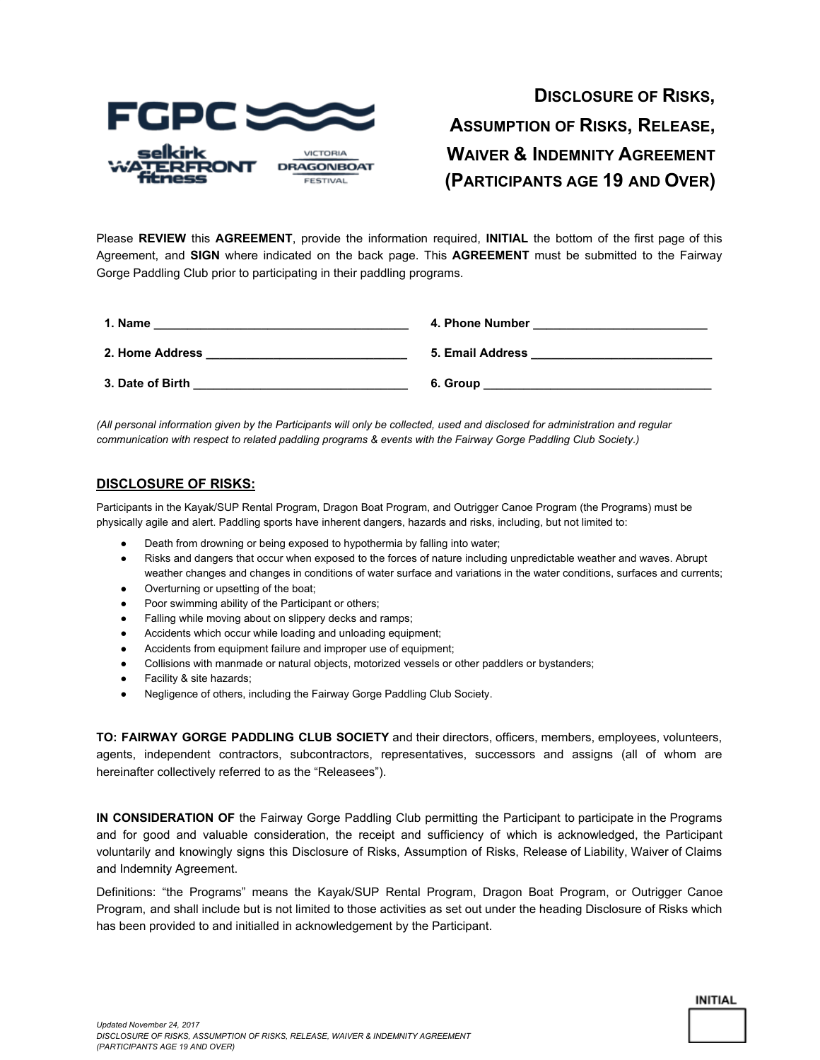# Disclosure of Risks, Assumption of Risks, Release, Waiver & Indemnity Agreement (Participants age 19 and Over)

Please **REVIEW** this **AGREEMENT**, provide the information required, **INITIAL** the bottom of the first page of this Agreement, and **SIGN** where indicated on the back page. This **AGREEMENT** must be submitted to the Fairway Gorge Paddling Club prior to participating in their paddling programs.

**1. Name** ______________________________________

**2. Home Address** ______________________________

**3. Date of Birth** ________________________________

**4. Phone Number** __________________________

**5. Email Address** ___________________________

**6. Group** __________________________________

*(All personal information given by the Participants will only be collected, used and disclosed for administration and regular communication with respect to related paddling programs & events with the Fairway Gorge Paddling Club Society.)*

## DISCLOSURE OF RISKS:

Participants in the Kayak/SUP Rental Program, Dragon Boat Program, and Outrigger Canoe Program (the Programs) must be physically agile and alert. Paddling sports have inherent dangers, hazards and risks, including, but not limited to:

- Death from drowning or being exposed to hypothermia by falling into water;
- Risks and dangers that occur when exposed to the forces of nature including unpredictable weather and waves. Abrupt weather changes and changes in conditions of water surface and variations in the water conditions, surfaces and currents;
- Overturning or upsetting of the boat;
- Poor swimming ability of the Participant or others;
- Falling while moving about on slippery decks and ramps;
- Accidents which occur while loading and unloading equipment;
- Accidents from equipment failure and improper use of equipment;
- Collisions with manmade or natural objects, motorized vessels or other paddlers or bystanders;
- Facility & site hazards;
- Negligence of others, including the Fairway Gorge Paddling Club Society.

**TO: FAIRWAY GORGE PADDLING CLUB SOCIETY** and their directors, officers, members, employees, volunteers, agents, independent contractors, subcontractors, representatives, successors and assigns (all of whom are hereinafter collectively referred to as the "Releasees").

**IN CONSIDERATION OF** the Fairway Gorge Paddling Club permitting the Participant to participate in the Programs and for good and valuable consideration, the receipt and sufficiency of which is acknowledged, the Participant voluntarily and knowingly signs this Disclosure of Risks, Assumption of Risks, Release of Liability, Waiver of Claims and Indemnity Agreement.

Definitions: "the Programs" means the Kayak/SUP Rental Program, Dragon Boat Program, or Outrigger Canoe Program, and shall include but is not limited to those activities as set out under the heading Disclosure of Risks which has been provided to and initialled in acknowledgement by the Participant.

INITIAL

| |
|---|
| |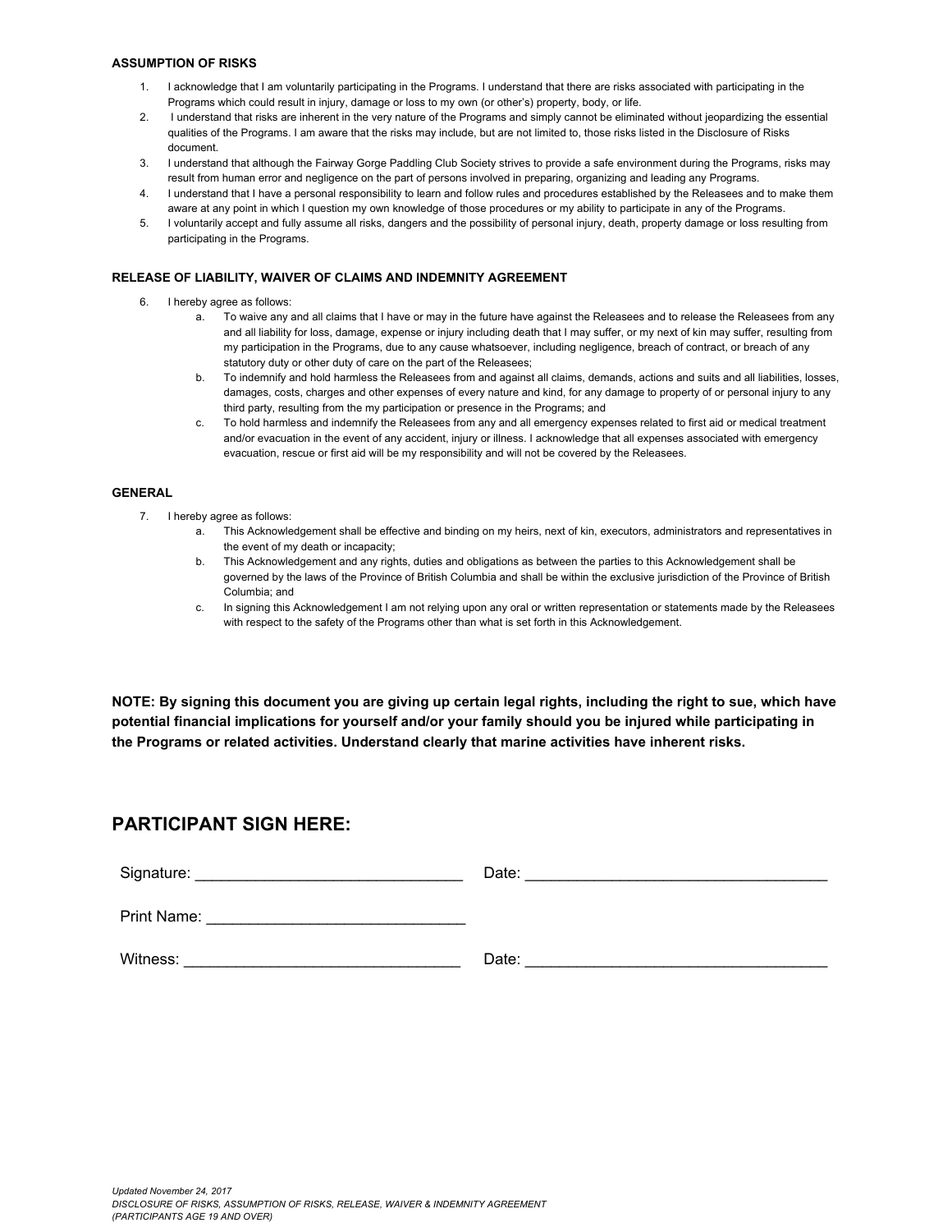**ASSUMPTION OF RISKS**

1. I acknowledge that I am voluntarily participating in the Programs. I understand that there are risks associated with participating in the Programs which could result in injury, damage or loss to my own (or other's) property, body, or life.
2. I understand that risks are inherent in the very nature of the Programs and simply cannot be eliminated without jeopardizing the essential qualities of the Programs. I am aware that the risks may include, but are not limited to, those risks listed in the Disclosure of Risks document.
3. I understand that although the Fairway Gorge Paddling Club Society strives to provide a safe environment during the Programs, risks may result from human error and negligence on the part of persons involved in preparing, organizing and leading any Programs.
4. I understand that I have a personal responsibility to learn and follow rules and procedures established by the Releasees and to make them aware at any point in which I question my own knowledge of those procedures or my ability to participate in any of the Programs.
5. I voluntarily accept and fully assume all risks, dangers and the possibility of personal injury, death, property damage or loss resulting from participating in the Programs.

**RELEASE OF LIABILITY, WAIVER OF CLAIMS AND INDEMNITY AGREEMENT**

6. I hereby agree as follows:
   a. To waive any and all claims that I have or may in the future have against the Releasees and to release the Releasees from any and all liability for loss, damage, expense or injury including death that I may suffer, or my next of kin may suffer, resulting from my participation in the Programs, due to any cause whatsoever, including negligence, breach of contract, or breach of any statutory duty or other duty of care on the part of the Releasees;
   b. To indemnify and hold harmless the Releasees from and against all claims, demands, actions and suits and all liabilities, losses, damages, costs, charges and other expenses of every nature and kind, for any damage to property of or personal injury to any third party, resulting from the my participation or presence in the Programs; and
   c. To hold harmless and indemnify the Releasees from any and all emergency expenses related to first aid or medical treatment and/or evacuation in the event of any accident, injury or illness. I acknowledge that all expenses associated with emergency evacuation, rescue or first aid will be my responsibility and will not be covered by the Releasees.

**GENERAL**

7. I hereby agree as follows:
   a. This Acknowledgement shall be effective and binding on my heirs, next of kin, executors, administrators and representatives in the event of my death or incapacity;
   b. This Acknowledgement and any rights, duties and obligations as between the parties to this Acknowledgement shall be governed by the laws of the Province of British Columbia and shall be within the exclusive jurisdiction of the Province of British Columbia; and
   c. In signing this Acknowledgement I am not relying upon any oral or written representation or statements made by the Releasees with respect to the safety of the Programs other than what is set forth in this Acknowledgement.

**NOTE: By signing this document you are giving up certain legal rights, including the right to sue, which have potential financial implications for yourself and/or your family should you be injured while participating in the Programs or related activities. Understand clearly that marine activities have inherent risks.**

## PARTICIPANT SIGN HERE:

Signature: ______________________________ Date: ___________________________________

Print Name: ______________________________

Witness: ________________________________ Date: ___________________________________

*Updated November 24, 2017*
*DISCLOSURE OF RISKS, ASSUMPTION OF RISKS, RELEASE, WAIVER & INDEMNITY AGREEMENT*
*(PARTICIPANTS AGE 19 AND OVER)*